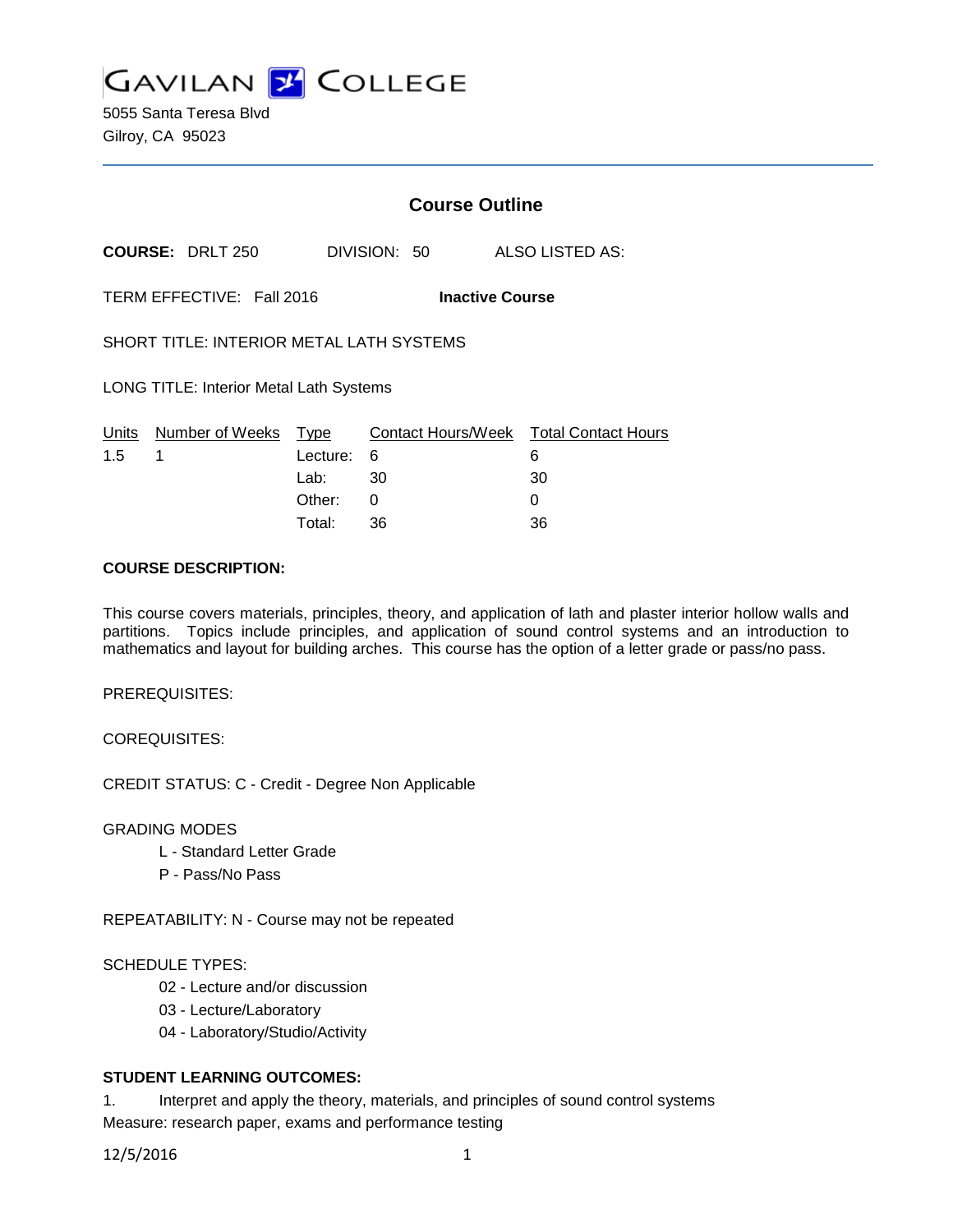# Gavilan College

5055 Santa Teresa Blvd
Gilroy, CA 95023

## Course Outline

**COURSE:** DRLT 250 DIVISION: 50 ALSO LISTED AS:

TERM EFFECTIVE: Fall 2016 **Inactive Course**

SHORT TITLE: INTERIOR METAL LATH SYSTEMS

LONG TITLE: Interior Metal Lath Systems

| Units | Number of Weeks | Type | Contact Hours/Week | Total Contact Hours |
|---|---|---|---|---|
| 1.5 | 1 | Lecture: | 6 | 6 |
| | | Lab: | 30 | 30 |
| | | Other: | 0 | 0 |
| | | Total: | 36 | 36 |

**COURSE DESCRIPTION:**

This course covers materials, principles, theory, and application of lath and plaster interior hollow walls and partitions. Topics include principles, and application of sound control systems and an introduction to mathematics and layout for building arches. This course has the option of a letter grade or pass/no pass.

PREREQUISITES:

COREQUISITES:

CREDIT STATUS: C - Credit - Degree Non Applicable

GRADING MODES

- L - Standard Letter Grade
- P - Pass/No Pass

REPEATABILITY: N - Course may not be repeated

SCHEDULE TYPES:

- 02 - Lecture and/or discussion
- 03 - Lecture/Laboratory
- 04 - Laboratory/Studio/Activity

**STUDENT LEARNING OUTCOMES:**

1. Interpret and apply the theory, materials, and principles of sound control systems
Measure: research paper, exams and performance testing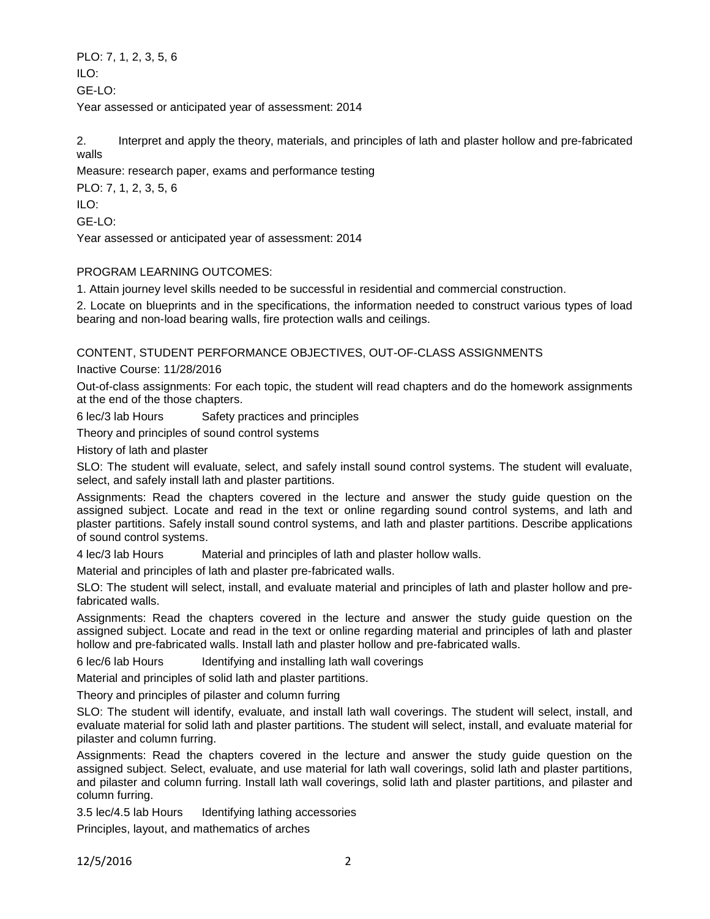PLO: 7, 1, 2, 3, 5, 6

ILO:

GE-LO:

Year assessed or anticipated year of assessment: 2014

2. Interpret and apply the theory, materials, and principles of lath and plaster hollow and pre-fabricated walls

Measure: research paper, exams and performance testing

PLO: 7, 1, 2, 3, 5, 6

ILO:

GE-LO:

Year assessed or anticipated year of assessment: 2014

PROGRAM LEARNING OUTCOMES:

1. Attain journey level skills needed to be successful in residential and commercial construction.

2. Locate on blueprints and in the specifications, the information needed to construct various types of load bearing and non-load bearing walls, fire protection walls and ceilings.

CONTENT, STUDENT PERFORMANCE OBJECTIVES, OUT-OF-CLASS ASSIGNMENTS

Inactive Course: 11/28/2016

Out-of-class assignments: For each topic, the student will read chapters and do the homework assignments at the end of the those chapters.

6 lec/3 lab Hours Safety practices and principles

Theory and principles of sound control systems

History of lath and plaster

SLO: The student will evaluate, select, and safely install sound control systems. The student will evaluate, select, and safely install lath and plaster partitions.

Assignments: Read the chapters covered in the lecture and answer the study guide question on the assigned subject. Locate and read in the text or online regarding sound control systems, and lath and plaster partitions. Safely install sound control systems, and lath and plaster partitions. Describe applications of sound control systems.

4 lec/3 lab Hours Material and principles of lath and plaster hollow walls.

Material and principles of lath and plaster pre-fabricated walls.

SLO: The student will select, install, and evaluate material and principles of lath and plaster hollow and pre-fabricated walls.

Assignments: Read the chapters covered in the lecture and answer the study guide question on the assigned subject. Locate and read in the text or online regarding material and principles of lath and plaster hollow and pre-fabricated walls. Install lath and plaster hollow and pre-fabricated walls.

6 lec/6 lab Hours Identifying and installing lath wall coverings

Material and principles of solid lath and plaster partitions.

Theory and principles of pilaster and column furring

SLO: The student will identify, evaluate, and install lath wall coverings. The student will select, install, and evaluate material for solid lath and plaster partitions. The student will select, install, and evaluate material for pilaster and column furring.

Assignments: Read the chapters covered in the lecture and answer the study guide question on the assigned subject. Select, evaluate, and use material for lath wall coverings, solid lath and plaster partitions, and pilaster and column furring. Install lath wall coverings, solid lath and plaster partitions, and pilaster and column furring.

3.5 lec/4.5 lab Hours Identifying lathing accessories

Principles, layout, and mathematics of arches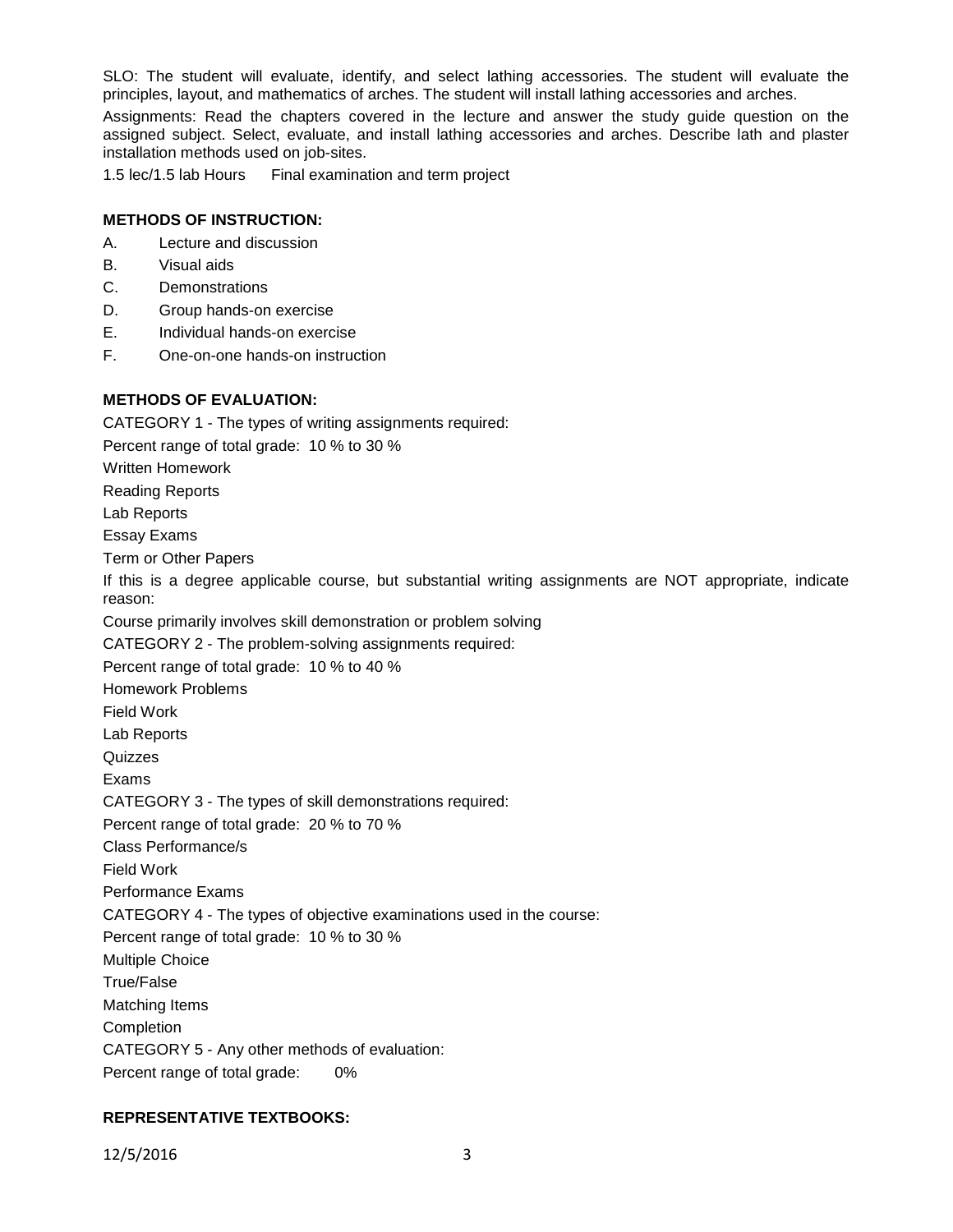SLO: The student will evaluate, identify, and select lathing accessories. The student will evaluate the principles, layout, and mathematics of arches. The student will install lathing accessories and arches.

Assignments: Read the chapters covered in the lecture and answer the study guide question on the assigned subject. Select, evaluate, and install lathing accessories and arches. Describe lath and plaster installation methods used on job-sites.

1.5 lec/1.5 lab Hours    Final examination and term project

**METHODS OF INSTRUCTION:**

A. Lecture and discussion
B. Visual aids
C. Demonstrations
D. Group hands-on exercise
E. Individual hands-on exercise
F. One-on-one hands-on instruction

**METHODS OF EVALUATION:**

CATEGORY 1 - The types of writing assignments required:

Percent range of total grade: 10 % to 30 %

Written Homework

Reading Reports

Lab Reports

Essay Exams

Term or Other Papers

If this is a degree applicable course, but substantial writing assignments are NOT appropriate, indicate reason:

Course primarily involves skill demonstration or problem solving

CATEGORY 2 - The problem-solving assignments required:

Percent range of total grade: 10 % to 40 %

Homework Problems

Field Work

Lab Reports

Quizzes

Exams

CATEGORY 3 - The types of skill demonstrations required:

Percent range of total grade: 20 % to 70 %

Class Performance/s

Field Work

Performance Exams

CATEGORY 4 - The types of objective examinations used in the course:

Percent range of total grade: 10 % to 30 %

Multiple Choice

True/False

Matching Items

Completion

CATEGORY 5 - Any other methods of evaluation:

Percent range of total grade: 0%

**REPRESENTATIVE TEXTBOOKS:**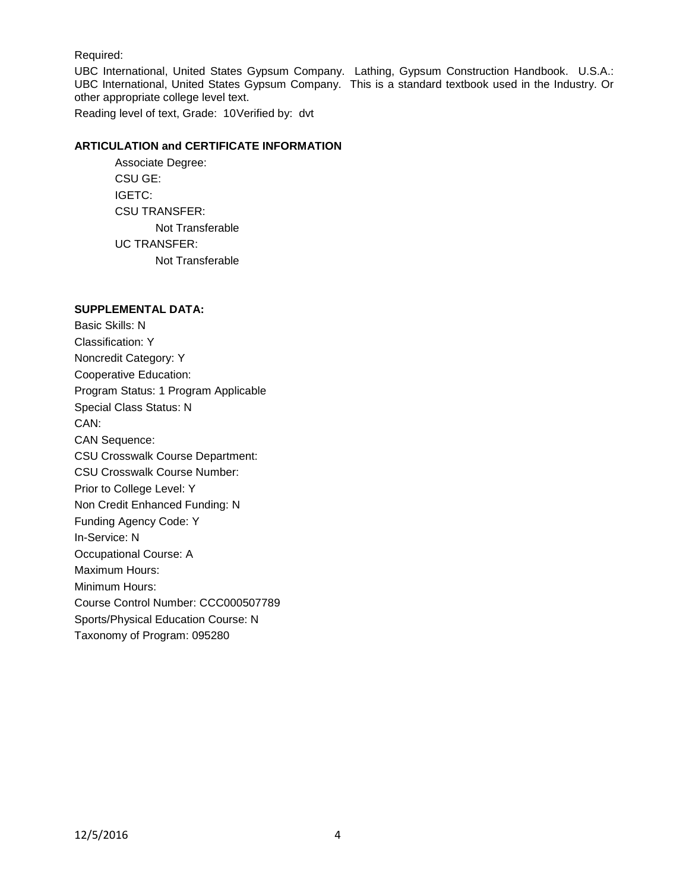Required:

UBC International, United States Gypsum Company. Lathing, Gypsum Construction Handbook. U.S.A.: UBC International, United States Gypsum Company. This is a standard textbook used in the Industry. Or other appropriate college level text.

Reading level of text, Grade: 10Verified by: dvt

**ARTICULATION and CERTIFICATE INFORMATION**

Associate Degree:
CSU GE:
IGETC:
CSU TRANSFER:
Not Transferable
UC TRANSFER:
Not Transferable

**SUPPLEMENTAL DATA:**

Basic Skills: N
Classification: Y
Noncredit Category: Y
Cooperative Education:
Program Status: 1 Program Applicable
Special Class Status: N
CAN:
CAN Sequence:
CSU Crosswalk Course Department:
CSU Crosswalk Course Number:
Prior to College Level: Y
Non Credit Enhanced Funding: N
Funding Agency Code: Y
In-Service: N
Occupational Course: A
Maximum Hours:
Minimum Hours:
Course Control Number: CCC000507789
Sports/Physical Education Course: N
Taxonomy of Program: 095280